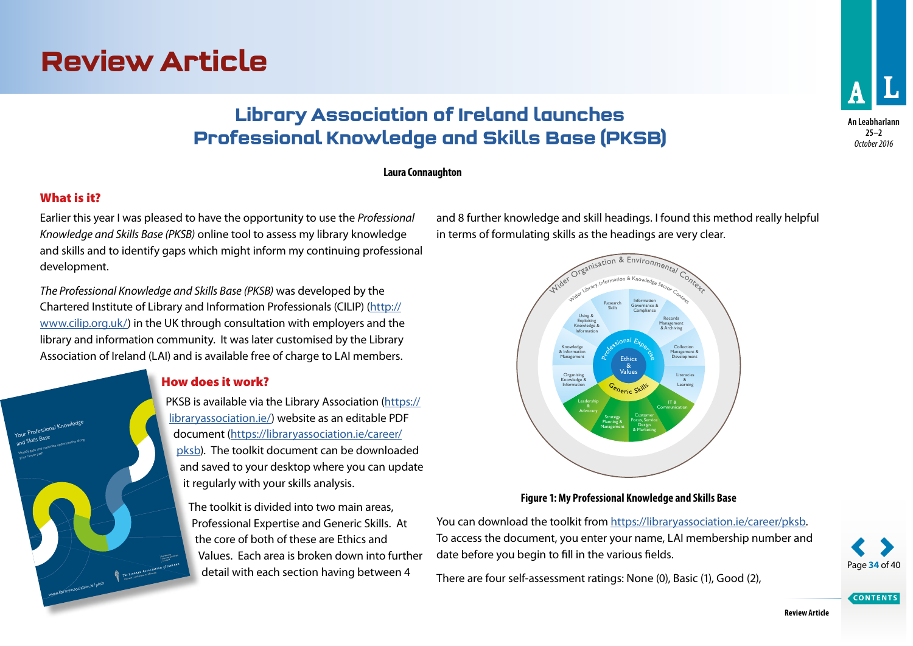# Review Article

## Library Association of Ireland launches Professional Knowledge and Skills Base (PKSB)

**Laura Connaughton**

### What is it?

Earlier this year I was pleased to have the opportunity to use the *Professional Knowledge and Skills Base (PKSB)* online tool to assess my library knowledge and skills and to identify gaps which might inform my continuing professional development.

*The Professional Knowledge and Skills Base (PKSB)* was developed by the Chartered Institute of Library and Information Professionals (CILIP) (http://www.cilip.org.uk/) in the UK through consultation with employers and the library and information community. It was later customised by the Library Association of Ireland (LAI) and is available free of charge to LAI members.

### How does it work?

PKSB is available via the Library Association (https://libraryassociation.ie/) website as an editable PDF document (https://libraryassociation.ie/career/pksb). The toolkit document can be downloaded and saved to your desktop where you can update it regularly with your skills analysis.

The toolkit is divided into two main areas, Professional Expertise and Generic Skills. At the core of both of these are Ethics and Values. Each area is broken down into further detail with each section having between 4 and 8 further knowledge and skill headings. I found this method really helpful in terms of formulating skills as the headings are very clear.

Wider Organisation & Environmental Context
Wider Library, Information & Knowledge Sector Context
Research Skills
Information Governance & Compliance
Records Management & Archiving
Collection Management & Development
Literacies & Learning
IT & Communication
Customer Focus, Service Design & Marketing
Strategy Planning & Management
Leadership & Advocacy
Organising Knowledge & Information
Knowledge & Information Management
Using & Exploiting Knowledge & Information
Professional Expertise
Ethics & Values
Generic Skills

**Figure 1: My Professional Knowledge and Skills Base**

You can download the toolkit from https://libraryassociation.ie/career/pksb. To access the document, you enter your name, LAI membership number and date before you begin to fill in the various fields.

There are four self-assessment ratings: None (0), Basic (1), Good (2),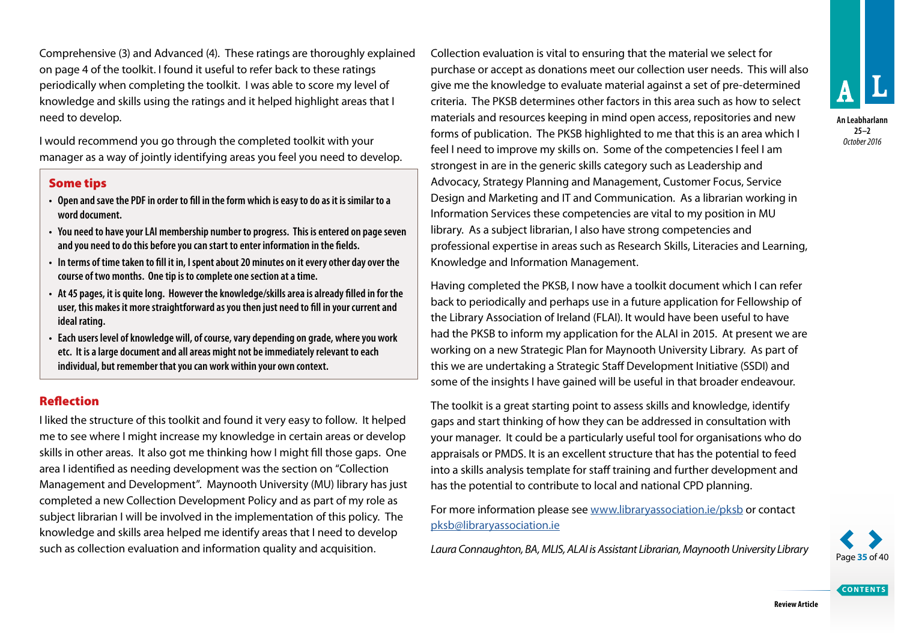Comprehensive (3) and Advanced (4). These ratings are thoroughly explained on page 4 of the toolkit. I found it useful to refer back to these ratings periodically when completing the toolkit. I was able to score my level of knowledge and skills using the ratings and it helped highlight areas that I need to develop.

I would recommend you go through the completed toolkit with your manager as a way of jointly identifying areas you feel you need to develop.

### Some tips

- **Open and save the PDF in order to fill in the form which is easy to do as it is similar to a word document.**
- **You need to have your LAI membership number to progress. This is entered on page seven and you need to do this before you can start to enter information in the fields.**
- **In terms of time taken to fill it in, I spent about 20 minutes on it every other day over the course of two months. One tip is to complete one section at a time.**
- **At 45 pages, it is quite long. However the knowledge/skills area is already filled in for the user, this makes it more straightforward as you then just need to fill in your current and ideal rating.**
- **Each users level of knowledge will, of course, vary depending on grade, where you work etc. It is a large document and all areas might not be immediately relevant to each individual, but remember that you can work within your own context.**

### Reflection

I liked the structure of this toolkit and found it very easy to follow. It helped me to see where I might increase my knowledge in certain areas or develop skills in other areas. It also got me thinking how I might fill those gaps. One area I identified as needing development was the section on "Collection Management and Development". Maynooth University (MU) library has just completed a new Collection Development Policy and as part of my role as subject librarian I will be involved in the implementation of this policy. The knowledge and skills area helped me identify areas that I need to develop such as collection evaluation and information quality and acquisition.

Collection evaluation is vital to ensuring that the material we select for purchase or accept as donations meet our collection user needs. This will also give me the knowledge to evaluate material against a set of pre-determined criteria. The PKSB determines other factors in this area such as how to select materials and resources keeping in mind open access, repositories and new forms of publication. The PKSB highlighted to me that this is an area which I feel I need to improve my skills on. Some of the competencies I feel I am strongest in are in the generic skills category such as Leadership and Advocacy, Strategy Planning and Management, Customer Focus, Service Design and Marketing and IT and Communication. As a librarian working in Information Services these competencies are vital to my position in MU library. As a subject librarian, I also have strong competencies and professional expertise in areas such as Research Skills, Literacies and Learning, Knowledge and Information Management.

Having completed the PKSB, I now have a toolkit document which I can refer back to periodically and perhaps use in a future application for Fellowship of the Library Association of Ireland (FLAI). It would have been useful to have had the PKSB to inform my application for the ALAI in 2015. At present we are working on a new Strategic Plan for Maynooth University Library. As part of this we are undertaking a Strategic Staff Development Initiative (SSDI) and some of the insights I have gained will be useful in that broader endeavour.

The toolkit is a great starting point to assess skills and knowledge, identify gaps and start thinking of how they can be addressed in consultation with your manager. It could be a particularly useful tool for organisations who do appraisals or PMDS. It is an excellent structure that has the potential to feed into a skills analysis template for staff training and further development and has the potential to contribute to local and national CPD planning.

For more information please see [www.libraryassociation.ie/pksb](http://www.libraryassociation.ie/pksb) or contact [pksb@libraryassociation.ie](mailto:pksb@libraryassociation.ie)

*Laura Connaughton, BA, MLIS, ALAI is Assistant Librarian, Maynooth University Library*